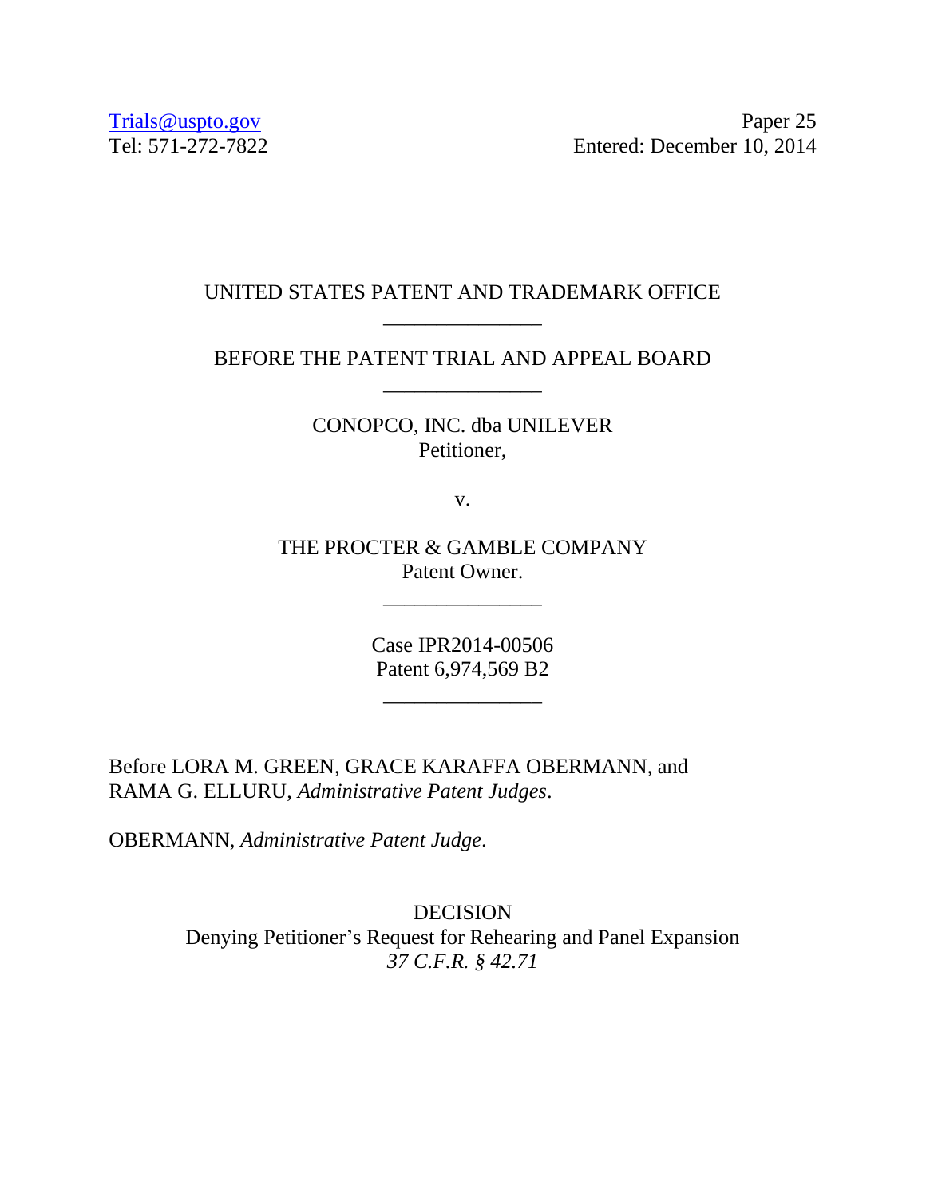Trials@uspto.gov
Tel: 571-272-7822

Paper 25
Entered: December 10, 2014

UNITED STATES PATENT AND TRADEMARK OFFICE

---

BEFORE THE PATENT TRIAL AND APPEAL BOARD

---

CONOPCO, INC. dba UNILEVER
Petitioner,

v.

THE PROCTER & GAMBLE COMPANY
Patent Owner.

---

Case IPR2014-00506
Patent 6,974,569 B2

---

Before LORA M. GREEN, GRACE KARAFFA OBERMANN, and RAMA G. ELLURU, *Administrative Patent Judges*.

OBERMANN, *Administrative Patent Judge*.

DECISION
Denying Petitioner's Request for Rehearing and Panel Expansion
*37 C.F.R. § 42.71*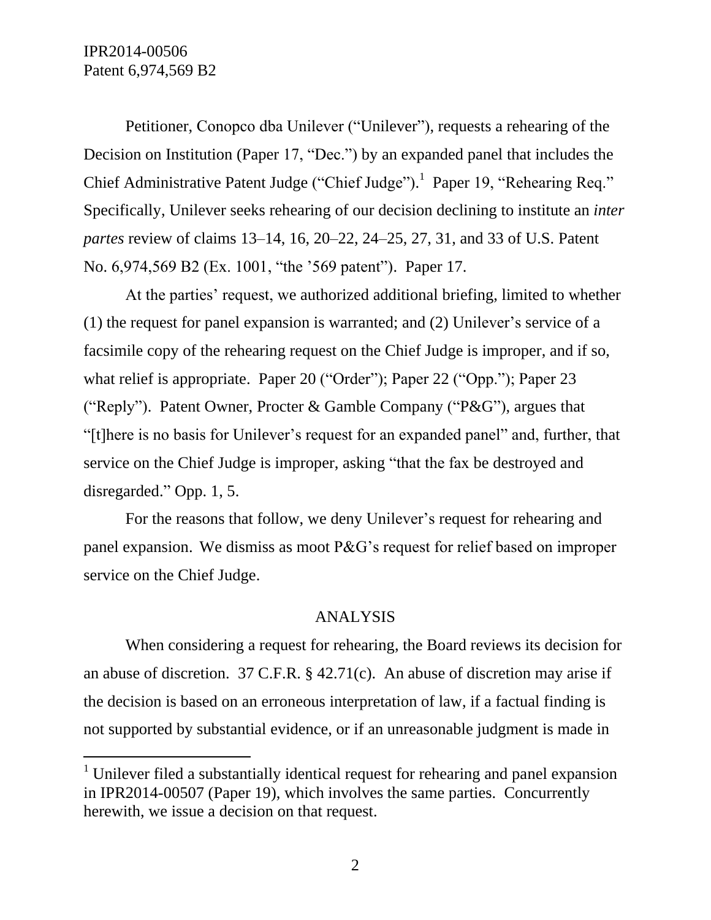Petitioner, Conopco dba Unilever ("Unilever"), requests a rehearing of the Decision on Institution (Paper 17, "Dec.") by an expanded panel that includes the Chief Administrative Patent Judge ("Chief Judge").[1] Paper 19, "Rehearing Req." Specifically, Unilever seeks rehearing of our decision declining to institute an *inter partes* review of claims 13–14, 16, 20–22, 24–25, 27, 31, and 33 of U.S. Patent No. 6,974,569 B2 (Ex. 1001, "the '569 patent"). Paper 17.

At the parties' request, we authorized additional briefing, limited to whether (1) the request for panel expansion is warranted; and (2) Unilever's service of a facsimile copy of the rehearing request on the Chief Judge is improper, and if so, what relief is appropriate. Paper 20 ("Order"); Paper 22 ("Opp."); Paper 23 ("Reply"). Patent Owner, Procter & Gamble Company ("P&G"), argues that "[t]here is no basis for Unilever's request for an expanded panel" and, further, that service on the Chief Judge is improper, asking "that the fax be destroyed and disregarded." Opp. 1, 5.

For the reasons that follow, we deny Unilever's request for rehearing and panel expansion. We dismiss as moot P&G's request for relief based on improper service on the Chief Judge.

## ANALYSIS

When considering a request for rehearing, the Board reviews its decision for an abuse of discretion. 37 C.F.R. § 42.71(c). An abuse of discretion may arise if the decision is based on an erroneous interpretation of law, if a factual finding is not supported by substantial evidence, or if an unreasonable judgment is made in

[1] Unilever filed a substantially identical request for rehearing and panel expansion in IPR2014-00507 (Paper 19), which involves the same parties. Concurrently herewith, we issue a decision on that request.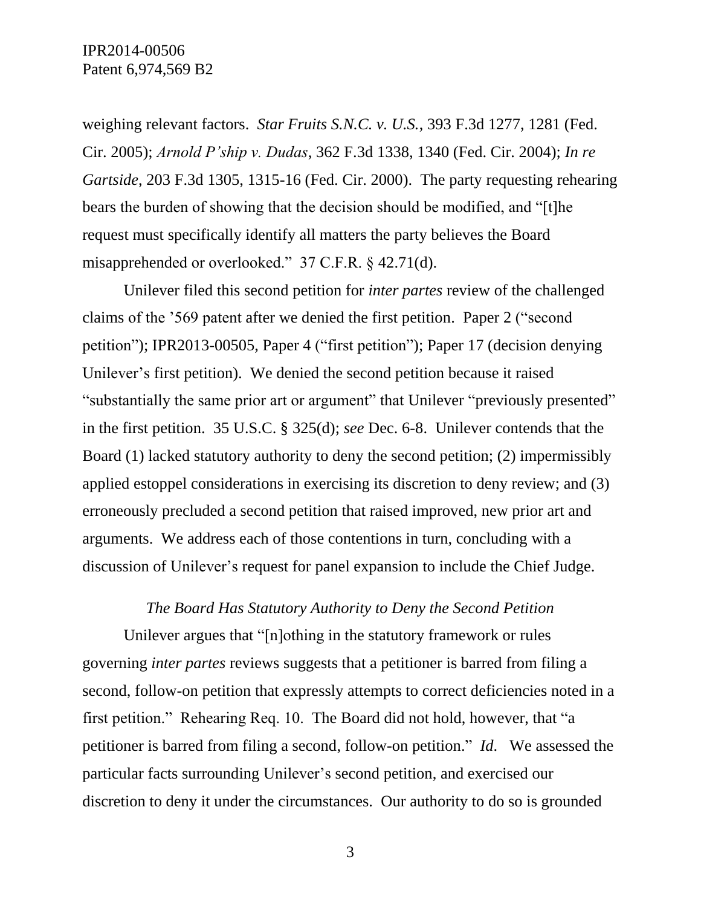weighing relevant factors. *Star Fruits S.N.C. v. U.S.*, 393 F.3d 1277, 1281 (Fed. Cir. 2005); *Arnold P'ship v. Dudas*, 362 F.3d 1338, 1340 (Fed. Cir. 2004); *In re Gartside*, 203 F.3d 1305, 1315-16 (Fed. Cir. 2000). The party requesting rehearing bears the burden of showing that the decision should be modified, and "[t]he request must specifically identify all matters the party believes the Board misapprehended or overlooked." 37 C.F.R. § 42.71(d).

Unilever filed this second petition for *inter partes* review of the challenged claims of the '569 patent after we denied the first petition. Paper 2 ("second petition"); IPR2013-00505, Paper 4 ("first petition"); Paper 17 (decision denying Unilever's first petition). We denied the second petition because it raised "substantially the same prior art or argument" that Unilever "previously presented" in the first petition. 35 U.S.C. § 325(d); *see* Dec. 6-8. Unilever contends that the Board (1) lacked statutory authority to deny the second petition; (2) impermissibly applied estoppel considerations in exercising its discretion to deny review; and (3) erroneously precluded a second petition that raised improved, new prior art and arguments. We address each of those contentions in turn, concluding with a discussion of Unilever's request for panel expansion to include the Chief Judge.

*The Board Has Statutory Authority to Deny the Second Petition*

Unilever argues that "[n]othing in the statutory framework or rules governing *inter partes* reviews suggests that a petitioner is barred from filing a second, follow-on petition that expressly attempts to correct deficiencies noted in a first petition." Rehearing Req. 10. The Board did not hold, however, that "a petitioner is barred from filing a second, follow-on petition." *Id*. We assessed the particular facts surrounding Unilever's second petition, and exercised our discretion to deny it under the circumstances. Our authority to do so is grounded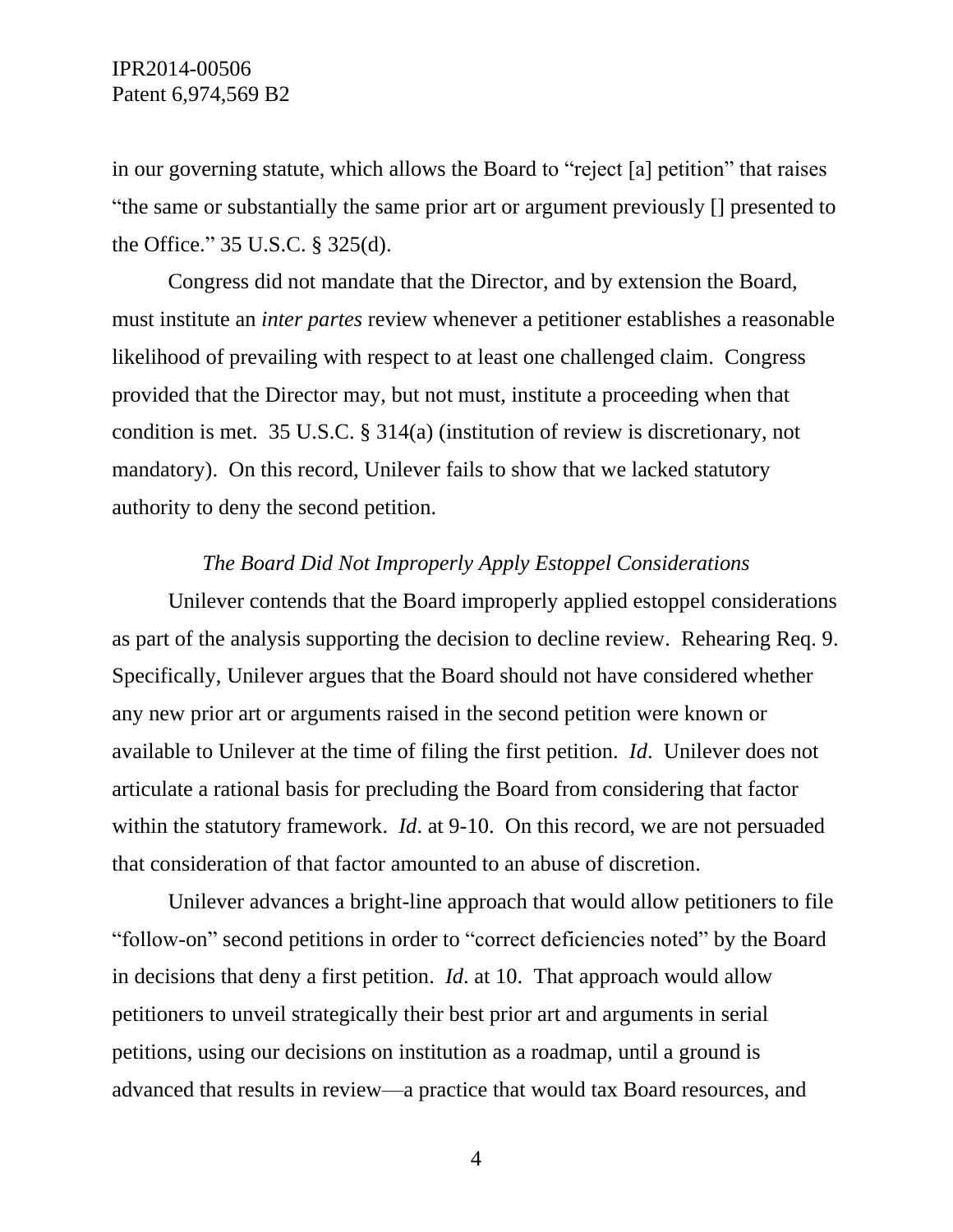in our governing statute, which allows the Board to "reject [a] petition" that raises "the same or substantially the same prior art or argument previously [] presented to the Office." 35 U.S.C. § 325(d).

Congress did not mandate that the Director, and by extension the Board, must institute an *inter partes* review whenever a petitioner establishes a reasonable likelihood of prevailing with respect to at least one challenged claim. Congress provided that the Director may, but not must, institute a proceeding when that condition is met. 35 U.S.C. § 314(a) (institution of review is discretionary, not mandatory). On this record, Unilever fails to show that we lacked statutory authority to deny the second petition.

*The Board Did Not Improperly Apply Estoppel Considerations*

Unilever contends that the Board improperly applied estoppel considerations as part of the analysis supporting the decision to decline review. Rehearing Req. 9. Specifically, Unilever argues that the Board should not have considered whether any new prior art or arguments raised in the second petition were known or available to Unilever at the time of filing the first petition. *Id*. Unilever does not articulate a rational basis for precluding the Board from considering that factor within the statutory framework. *Id*. at 9-10. On this record, we are not persuaded that consideration of that factor amounted to an abuse of discretion.

Unilever advances a bright-line approach that would allow petitioners to file "follow-on" second petitions in order to "correct deficiencies noted" by the Board in decisions that deny a first petition. *Id*. at 10. That approach would allow petitioners to unveil strategically their best prior art and arguments in serial petitions, using our decisions on institution as a roadmap, until a ground is advanced that results in review—a practice that would tax Board resources, and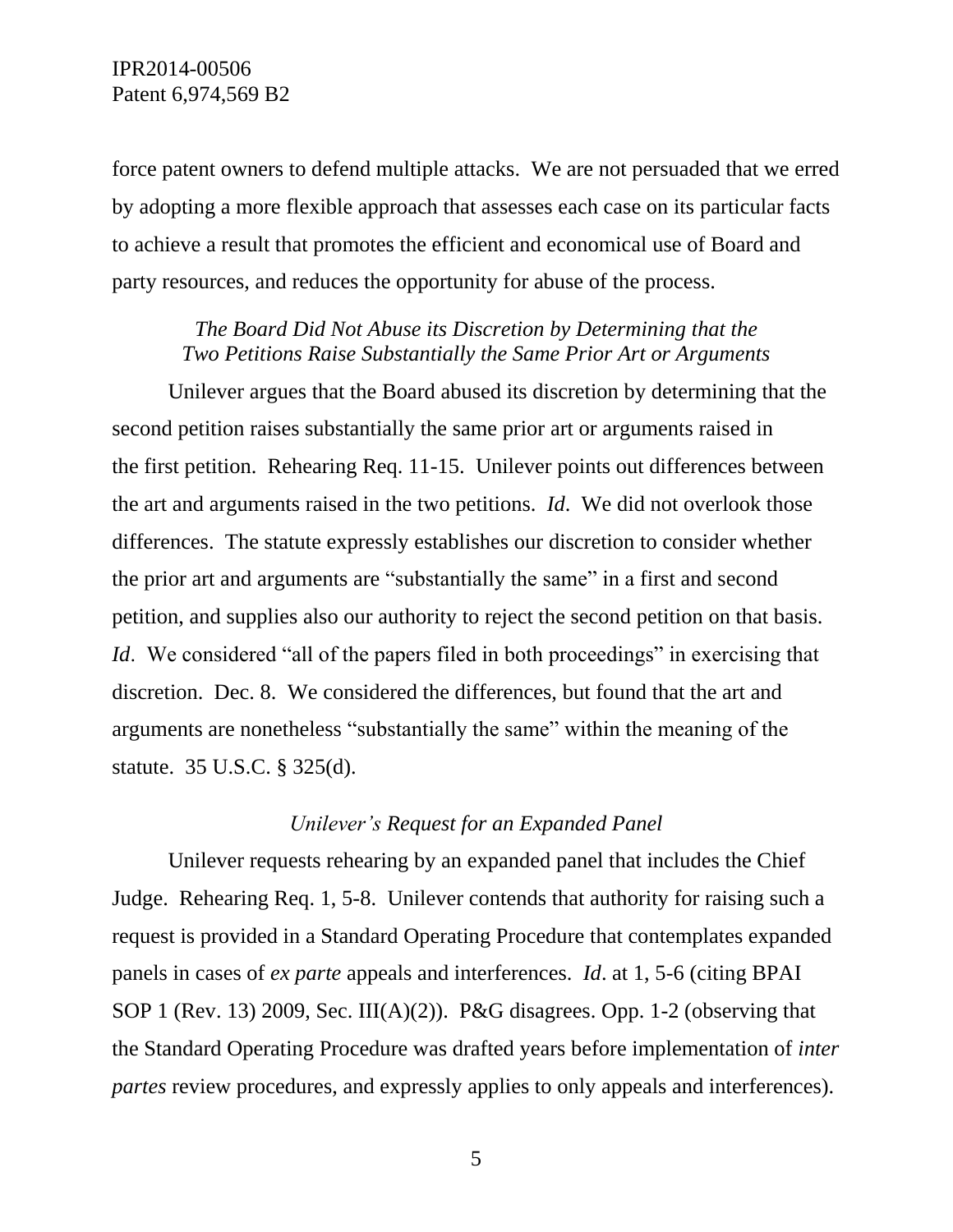force patent owners to defend multiple attacks. We are not persuaded that we erred by adopting a more flexible approach that assesses each case on its particular facts to achieve a result that promotes the efficient and economical use of Board and party resources, and reduces the opportunity for abuse of the process.

*The Board Did Not Abuse its Discretion by Determining that the Two Petitions Raise Substantially the Same Prior Art or Arguments*

Unilever argues that the Board abused its discretion by determining that the second petition raises substantially the same prior art or arguments raised in the first petition. Rehearing Req. 11-15. Unilever points out differences between the art and arguments raised in the two petitions. *Id*. We did not overlook those differences. The statute expressly establishes our discretion to consider whether the prior art and arguments are "substantially the same" in a first and second petition, and supplies also our authority to reject the second petition on that basis. *Id*. We considered "all of the papers filed in both proceedings" in exercising that discretion. Dec. 8. We considered the differences, but found that the art and arguments are nonetheless "substantially the same" within the meaning of the statute. 35 U.S.C. § 325(d).

*Unilever's Request for an Expanded Panel*

Unilever requests rehearing by an expanded panel that includes the Chief Judge. Rehearing Req. 1, 5-8. Unilever contends that authority for raising such a request is provided in a Standard Operating Procedure that contemplates expanded panels in cases of *ex parte* appeals and interferences. *Id*. at 1, 5-6 (citing BPAI SOP 1 (Rev. 13) 2009, Sec. III(A)(2)). P&G disagrees. Opp. 1-2 (observing that the Standard Operating Procedure was drafted years before implementation of *inter partes* review procedures, and expressly applies to only appeals and interferences).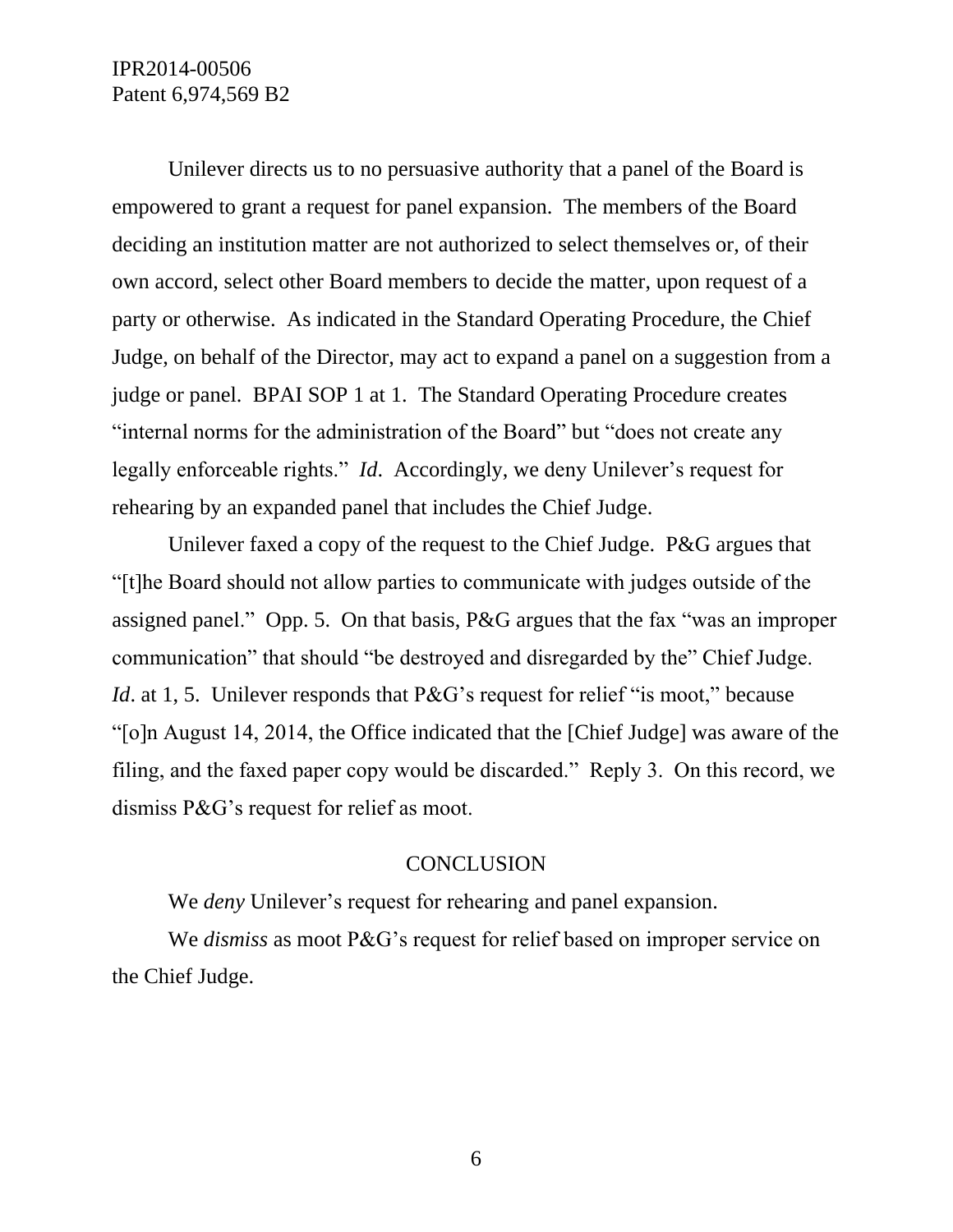Unilever directs us to no persuasive authority that a panel of the Board is empowered to grant a request for panel expansion. The members of the Board deciding an institution matter are not authorized to select themselves or, of their own accord, select other Board members to decide the matter, upon request of a party or otherwise. As indicated in the Standard Operating Procedure, the Chief Judge, on behalf of the Director, may act to expand a panel on a suggestion from a judge or panel. BPAI SOP 1 at 1. The Standard Operating Procedure creates "internal norms for the administration of the Board" but "does not create any legally enforceable rights." *Id*. Accordingly, we deny Unilever's request for rehearing by an expanded panel that includes the Chief Judge.

Unilever faxed a copy of the request to the Chief Judge. P&G argues that "[t]he Board should not allow parties to communicate with judges outside of the assigned panel." Opp. 5. On that basis, P&G argues that the fax "was an improper communication" that should "be destroyed and disregarded by the" Chief Judge. *Id*. at 1, 5. Unilever responds that P&G's request for relief "is moot," because "[o]n August 14, 2014, the Office indicated that the [Chief Judge] was aware of the filing, and the faxed paper copy would be discarded." Reply 3. On this record, we dismiss P&G's request for relief as moot.

## CONCLUSION

We *deny* Unilever's request for rehearing and panel expansion.

We *dismiss* as moot P&G's request for relief based on improper service on the Chief Judge.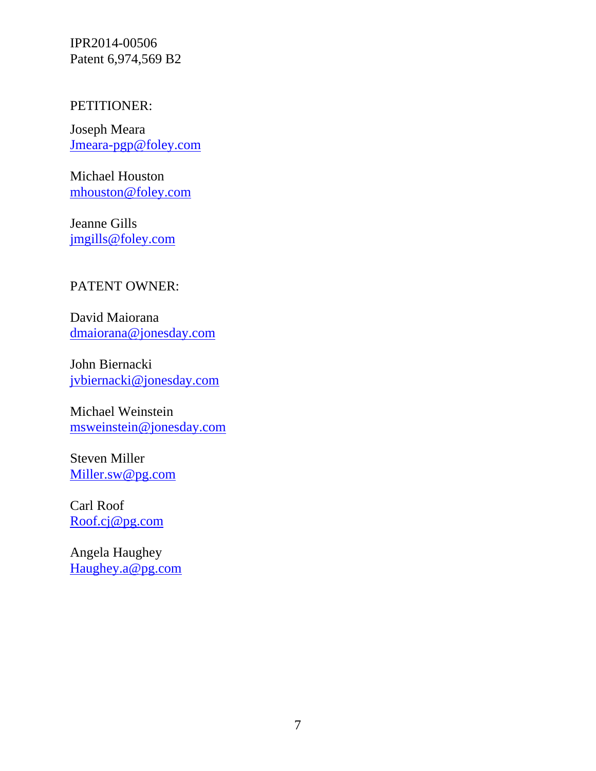IPR2014-00506
Patent 6,974,569 B2

PETITIONER:

Joseph Meara
Jmeara-pgp@foley.com

Michael Houston
mhouston@foley.com

Jeanne Gills
jmgills@foley.com

PATENT OWNER:

David Maiorana
dmaiorana@jonesday.com

John Biernacki
jvbiernacki@jonesday.com

Michael Weinstein
msweinstein@jonesday.com

Steven Miller
Miller.sw@pg.com

Carl Roof
Roof.cj@pg.com

Angela Haughey
Haughey.a@pg.com